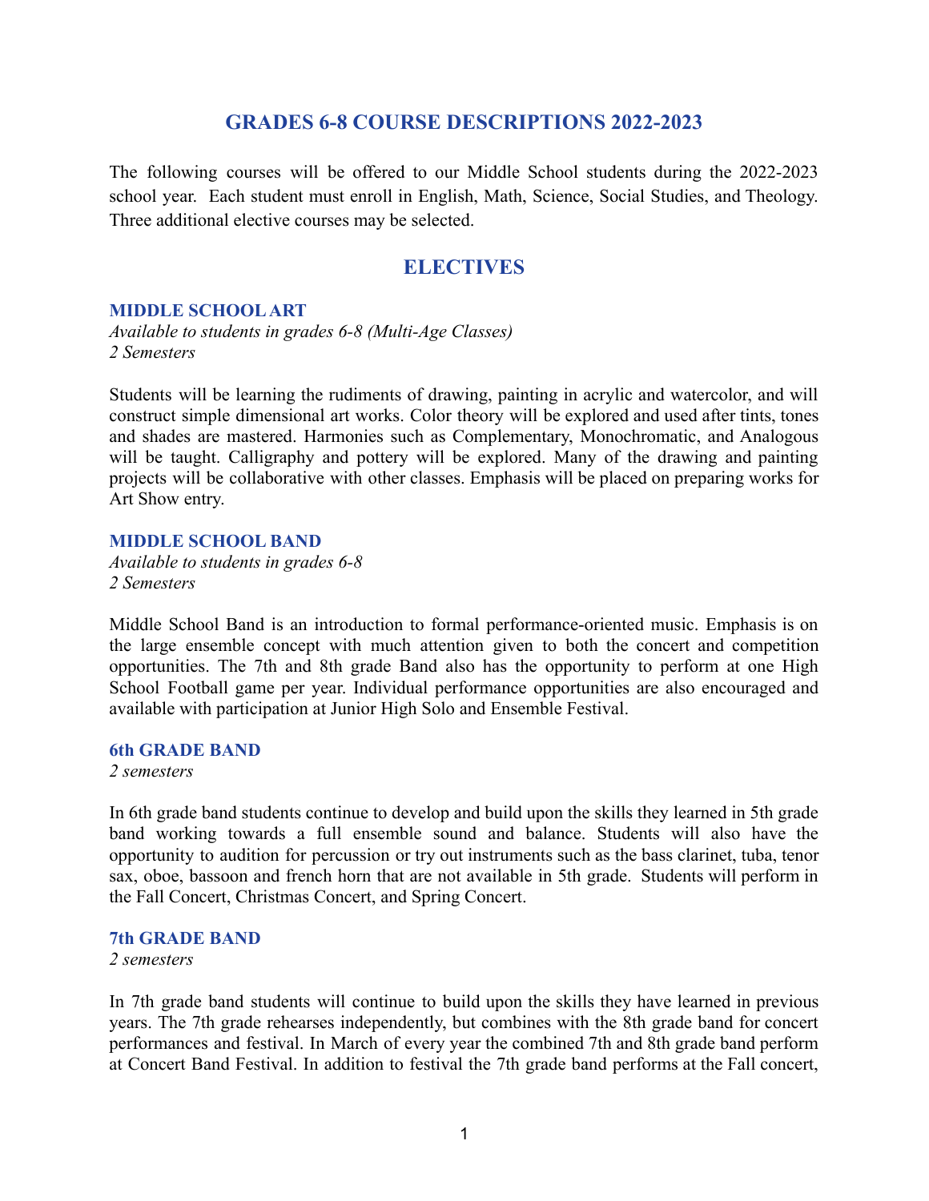# GRADES 6-8 COURSE DESCRIPTIONS 2022-2023

The following courses will be offered to our Middle School students during the 2022-2023 school year. Each student must enroll in English, Math, Science, Social Studies, and Theology. Three additional elective courses may be selected.

## ELECTIVES

### MIDDLE SCHOOL ART

*Available to students in grades 6-8 (Multi-Age Classes)*
*2 Semesters*

Students will be learning the rudiments of drawing, painting in acrylic and watercolor, and will construct simple dimensional art works. Color theory will be explored and used after tints, tones and shades are mastered. Harmonies such as Complementary, Monochromatic, and Analogous will be taught. Calligraphy and pottery will be explored. Many of the drawing and painting projects will be collaborative with other classes. Emphasis will be placed on preparing works for Art Show entry.

### MIDDLE SCHOOL BAND

*Available to students in grades 6-8*
*2 Semesters*

Middle School Band is an introduction to formal performance-oriented music. Emphasis is on the large ensemble concept with much attention given to both the concert and competition opportunities. The 7th and 8th grade Band also has the opportunity to perform at one High School Football game per year. Individual performance opportunities are also encouraged and available with participation at Junior High Solo and Ensemble Festival.

### 6th GRADE BAND

*2 semesters*

In 6th grade band students continue to develop and build upon the skills they learned in 5th grade band working towards a full ensemble sound and balance. Students will also have the opportunity to audition for percussion or try out instruments such as the bass clarinet, tuba, tenor sax, oboe, bassoon and french horn that are not available in 5th grade. Students will perform in the Fall Concert, Christmas Concert, and Spring Concert.

### 7th GRADE BAND

*2 semesters*

In 7th grade band students will continue to build upon the skills they have learned in previous years. The 7th grade rehearses independently, but combines with the 8th grade band for concert performances and festival. In March of every year the combined 7th and 8th grade band perform at Concert Band Festival. In addition to festival the 7th grade band performs at the Fall concert,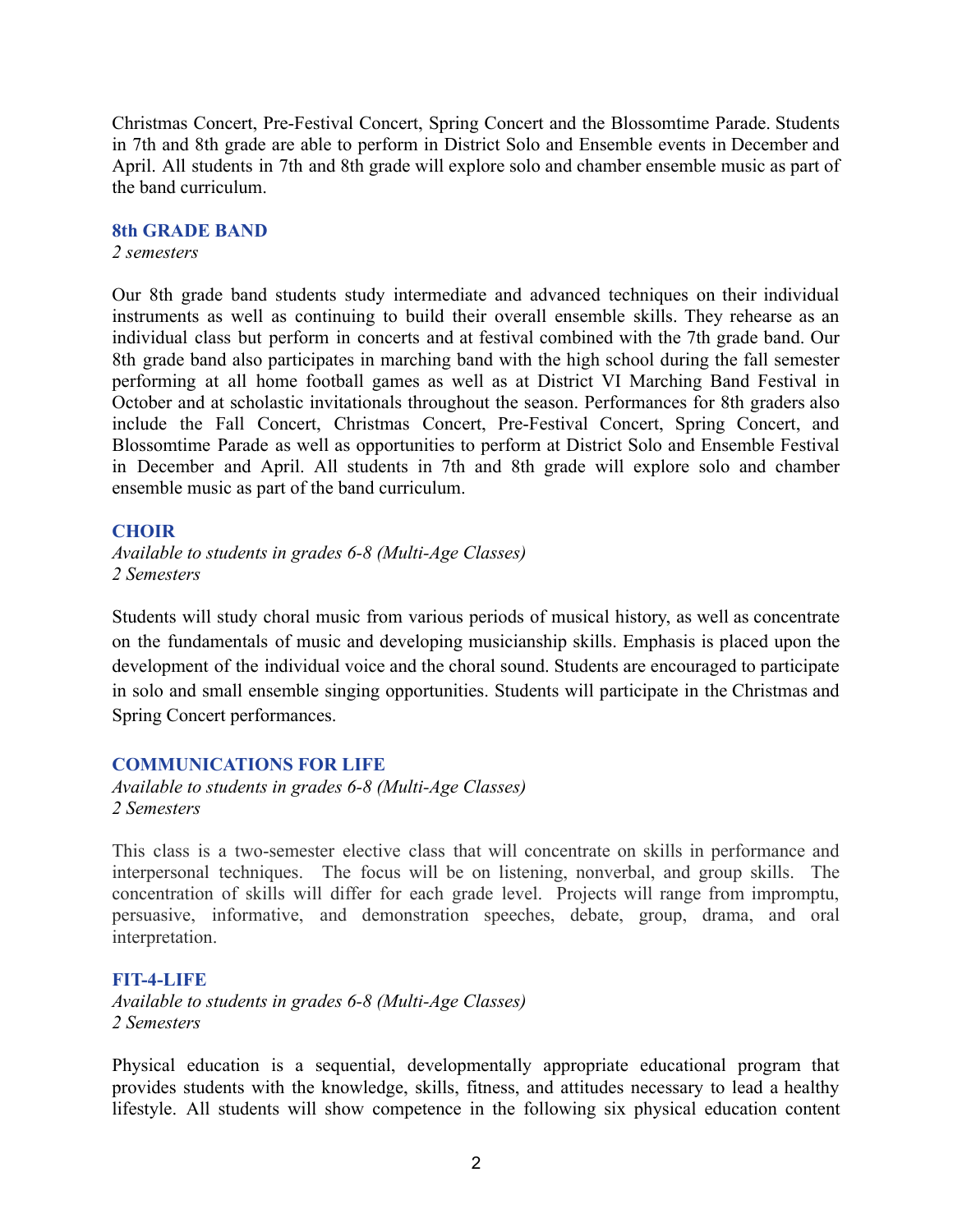Christmas Concert, Pre-Festival Concert, Spring Concert and the Blossomtime Parade. Students in 7th and 8th grade are able to perform in District Solo and Ensemble events in December and April. All students in 7th and 8th grade will explore solo and chamber ensemble music as part of the band curriculum.

### 8th GRADE BAND

*2 semesters*

Our 8th grade band students study intermediate and advanced techniques on their individual instruments as well as continuing to build their overall ensemble skills. They rehearse as an individual class but perform in concerts and at festival combined with the 7th grade band. Our 8th grade band also participates in marching band with the high school during the fall semester performing at all home football games as well as at District VI Marching Band Festival in October and at scholastic invitationals throughout the season. Performances for 8th graders also include the Fall Concert, Christmas Concert, Pre-Festival Concert, Spring Concert, and Blossomtime Parade as well as opportunities to perform at District Solo and Ensemble Festival in December and April. All students in 7th and 8th grade will explore solo and chamber ensemble music as part of the band curriculum.

### CHOIR

*Available to students in grades 6-8 (Multi-Age Classes)*
*2 Semesters*

Students will study choral music from various periods of musical history, as well as concentrate on the fundamentals of music and developing musicianship skills. Emphasis is placed upon the development of the individual voice and the choral sound. Students are encouraged to participate in solo and small ensemble singing opportunities. Students will participate in the Christmas and Spring Concert performances.

### COMMUNICATIONS FOR LIFE

*Available to students in grades 6-8 (Multi-Age Classes)*
*2 Semesters*

This class is a two-semester elective class that will concentrate on skills in performance and interpersonal techniques. The focus will be on listening, nonverbal, and group skills. The concentration of skills will differ for each grade level. Projects will range from impromptu, persuasive, informative, and demonstration speeches, debate, group, drama, and oral interpretation.

### FIT-4-LIFE

*Available to students in grades 6-8 (Multi-Age Classes)*
*2 Semesters*

Physical education is a sequential, developmentally appropriate educational program that provides students with the knowledge, skills, fitness, and attitudes necessary to lead a healthy lifestyle. All students will show competence in the following six physical education content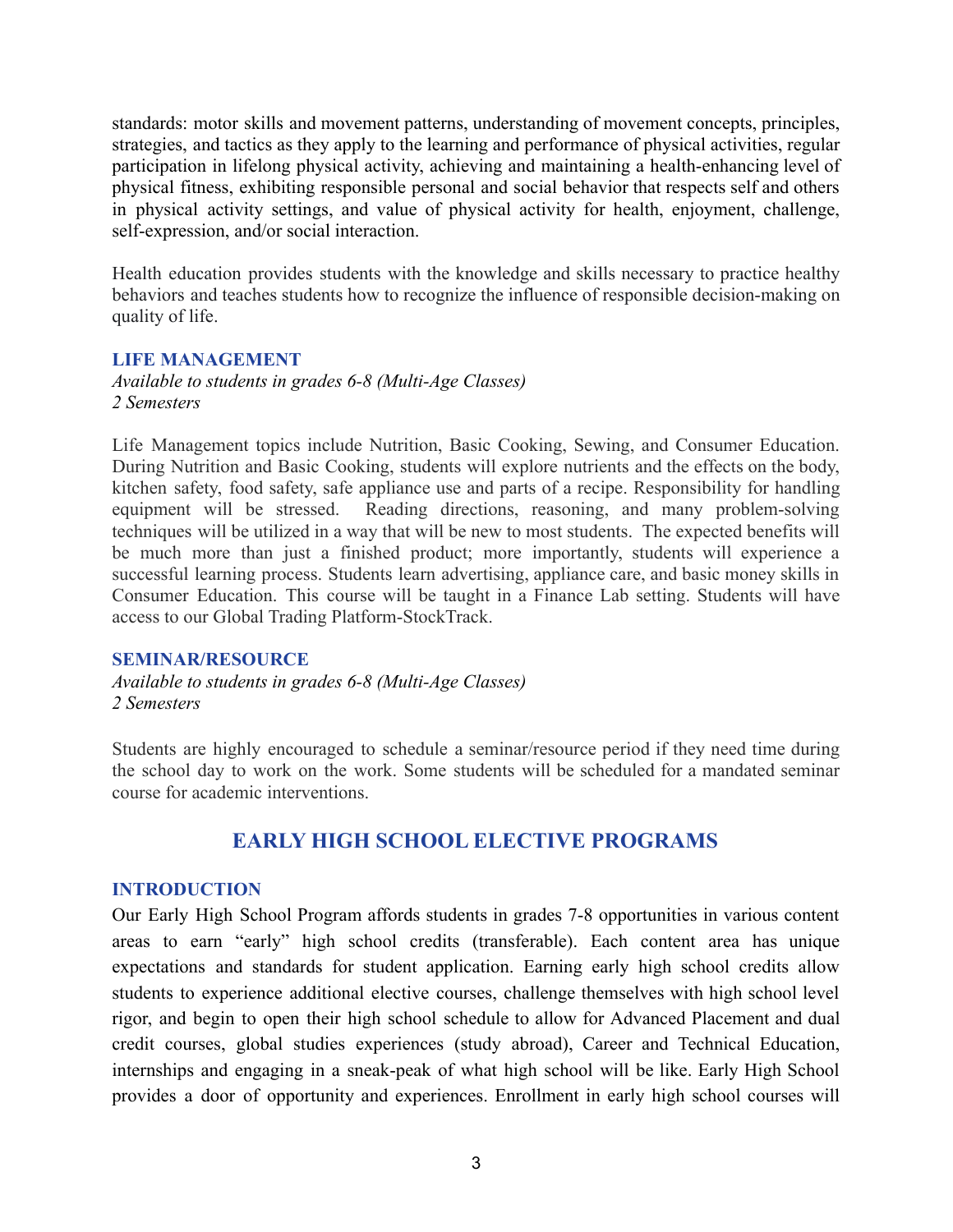standards: motor skills and movement patterns, understanding of movement concepts, principles, strategies, and tactics as they apply to the learning and performance of physical activities, regular participation in lifelong physical activity, achieving and maintaining a health-enhancing level of physical fitness, exhibiting responsible personal and social behavior that respects self and others in physical activity settings, and value of physical activity for health, enjoyment, challenge, self-expression, and/or social interaction.

Health education provides students with the knowledge and skills necessary to practice healthy behaviors and teaches students how to recognize the influence of responsible decision-making on quality of life.

### LIFE MANAGEMENT

*Available to students in grades 6-8 (Multi-Age Classes)*
*2 Semesters*

Life Management topics include Nutrition, Basic Cooking, Sewing, and Consumer Education. During Nutrition and Basic Cooking, students will explore nutrients and the effects on the body, kitchen safety, food safety, safe appliance use and parts of a recipe. Responsibility for handling equipment will be stressed. Reading directions, reasoning, and many problem-solving techniques will be utilized in a way that will be new to most students. The expected benefits will be much more than just a finished product; more importantly, students will experience a successful learning process. Students learn advertising, appliance care, and basic money skills in Consumer Education. This course will be taught in a Finance Lab setting. Students will have access to our Global Trading Platform-StockTrack.

### SEMINAR/RESOURCE

*Available to students in grades 6-8 (Multi-Age Classes)*
*2 Semesters*

Students are highly encouraged to schedule a seminar/resource period if they need time during the school day to work on the work. Some students will be scheduled for a mandated seminar course for academic interventions.

## EARLY HIGH SCHOOL ELECTIVE PROGRAMS

### INTRODUCTION

Our Early High School Program affords students in grades 7-8 opportunities in various content areas to earn "early" high school credits (transferable). Each content area has unique expectations and standards for student application. Earning early high school credits allow students to experience additional elective courses, challenge themselves with high school level rigor, and begin to open their high school schedule to allow for Advanced Placement and dual credit courses, global studies experiences (study abroad), Career and Technical Education, internships and engaging in a sneak-peak of what high school will be like. Early High School provides a door of opportunity and experiences. Enrollment in early high school courses will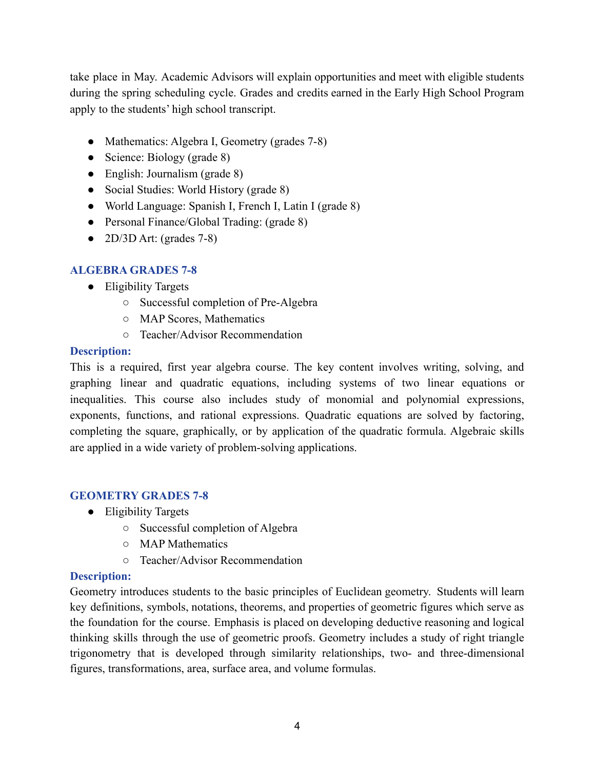take place in May. Academic Advisors will explain opportunities and meet with eligible students during the spring scheduling cycle. Grades and credits earned in the Early High School Program apply to the students' high school transcript.

- Mathematics: Algebra I, Geometry (grades 7-8)
- Science: Biology (grade 8)
- English: Journalism (grade 8)
- Social Studies: World History (grade 8)
- World Language: Spanish I, French I, Latin I (grade 8)
- Personal Finance/Global Trading: (grade 8)
- 2D/3D Art: (grades 7-8)

### ALGEBRA GRADES 7-8

- Eligibility Targets
  - Successful completion of Pre-Algebra
  - MAP Scores, Mathematics
  - Teacher/Advisor Recommendation

**Description:**

This is a required, first year algebra course. The key content involves writing, solving, and graphing linear and quadratic equations, including systems of two linear equations or inequalities. This course also includes study of monomial and polynomial expressions, exponents, functions, and rational expressions. Quadratic equations are solved by factoring, completing the square, graphically, or by application of the quadratic formula. Algebraic skills are applied in a wide variety of problem-solving applications.

### GEOMETRY GRADES 7-8

- Eligibility Targets
  - Successful completion of Algebra
  - MAP Mathematics
  - Teacher/Advisor Recommendation

**Description:**

Geometry introduces students to the basic principles of Euclidean geometry. Students will learn key definitions, symbols, notations, theorems, and properties of geometric figures which serve as the foundation for the course. Emphasis is placed on developing deductive reasoning and logical thinking skills through the use of geometric proofs. Geometry includes a study of right triangle trigonometry that is developed through similarity relationships, two- and three-dimensional figures, transformations, area, surface area, and volume formulas.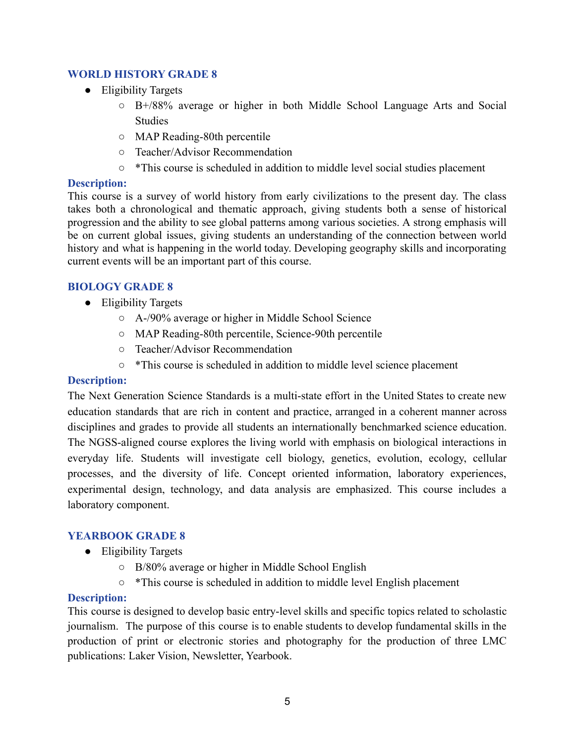### WORLD HISTORY GRADE 8

- Eligibility Targets
  - B+/88% average or higher in both Middle School Language Arts and Social Studies
  - MAP Reading-80th percentile
  - Teacher/Advisor Recommendation
  - *This course is scheduled in addition to middle level social studies placement

**Description:**

This course is a survey of world history from early civilizations to the present day. The class takes both a chronological and thematic approach, giving students both a sense of historical progression and the ability to see global patterns among various societies. A strong emphasis will be on current global issues, giving students an understanding of the connection between world history and what is happening in the world today. Developing geography skills and incorporating current events will be an important part of this course.

### BIOLOGY GRADE 8

- Eligibility Targets
  - A-/90% average or higher in Middle School Science
  - MAP Reading-80th percentile, Science-90th percentile
  - Teacher/Advisor Recommendation
  - *This course is scheduled in addition to middle level science placement

**Description:**

The Next Generation Science Standards is a multi-state effort in the United States to create new education standards that are rich in content and practice, arranged in a coherent manner across disciplines and grades to provide all students an internationally benchmarked science education. The NGSS-aligned course explores the living world with emphasis on biological interactions in everyday life. Students will investigate cell biology, genetics, evolution, ecology, cellular processes, and the diversity of life. Concept oriented information, laboratory experiences, experimental design, technology, and data analysis are emphasized. This course includes a laboratory component.

### YEARBOOK GRADE 8

- Eligibility Targets
  - B/80% average or higher in Middle School English
  - *This course is scheduled in addition to middle level English placement

**Description:**

This course is designed to develop basic entry-level skills and specific topics related to scholastic journalism. The purpose of this course is to enable students to develop fundamental skills in the production of print or electronic stories and photography for the production of three LMC publications: Laker Vision, Newsletter, Yearbook.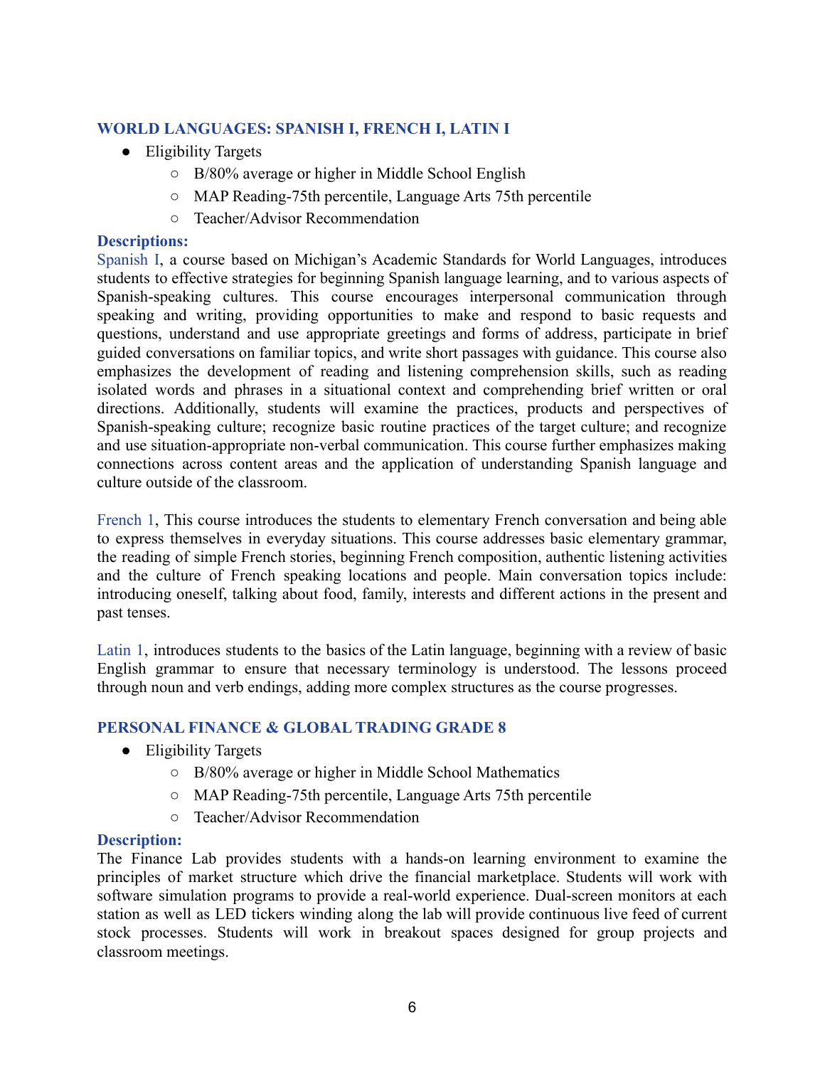## WORLD LANGUAGES: SPANISH I, FRENCH I, LATIN I

- Eligibility Targets
  - B/80% average or higher in Middle School English
  - MAP Reading-75th percentile, Language Arts 75th percentile
  - Teacher/Advisor Recommendation

### Descriptions:

Spanish I, a course based on Michigan's Academic Standards for World Languages, introduces students to effective strategies for beginning Spanish language learning, and to various aspects of Spanish-speaking cultures. This course encourages interpersonal communication through speaking and writing, providing opportunities to make and respond to basic requests and questions, understand and use appropriate greetings and forms of address, participate in brief guided conversations on familiar topics, and write short passages with guidance. This course also emphasizes the development of reading and listening comprehension skills, such as reading isolated words and phrases in a situational context and comprehending brief written or oral directions. Additionally, students will examine the practices, products and perspectives of Spanish-speaking culture; recognize basic routine practices of the target culture; and recognize and use situation-appropriate non-verbal communication. This course further emphasizes making connections across content areas and the application of understanding Spanish language and culture outside of the classroom.

French 1, This course introduces the students to elementary French conversation and being able to express themselves in everyday situations. This course addresses basic elementary grammar, the reading of simple French stories, beginning French composition, authentic listening activities and the culture of French speaking locations and people. Main conversation topics include: introducing oneself, talking about food, family, interests and different actions in the present and past tenses.

Latin 1, introduces students to the basics of the Latin language, beginning with a review of basic English grammar to ensure that necessary terminology is understood. The lessons proceed through noun and verb endings, adding more complex structures as the course progresses.

## PERSONAL FINANCE & GLOBAL TRADING GRADE 8

- Eligibility Targets
  - B/80% average or higher in Middle School Mathematics
  - MAP Reading-75th percentile, Language Arts 75th percentile
  - Teacher/Advisor Recommendation

### Description:

The Finance Lab provides students with a hands-on learning environment to examine the principles of market structure which drive the financial marketplace. Students will work with software simulation programs to provide a real-world experience. Dual-screen monitors at each station as well as LED tickers winding along the lab will provide continuous live feed of current stock processes. Students will work in breakout spaces designed for group projects and classroom meetings.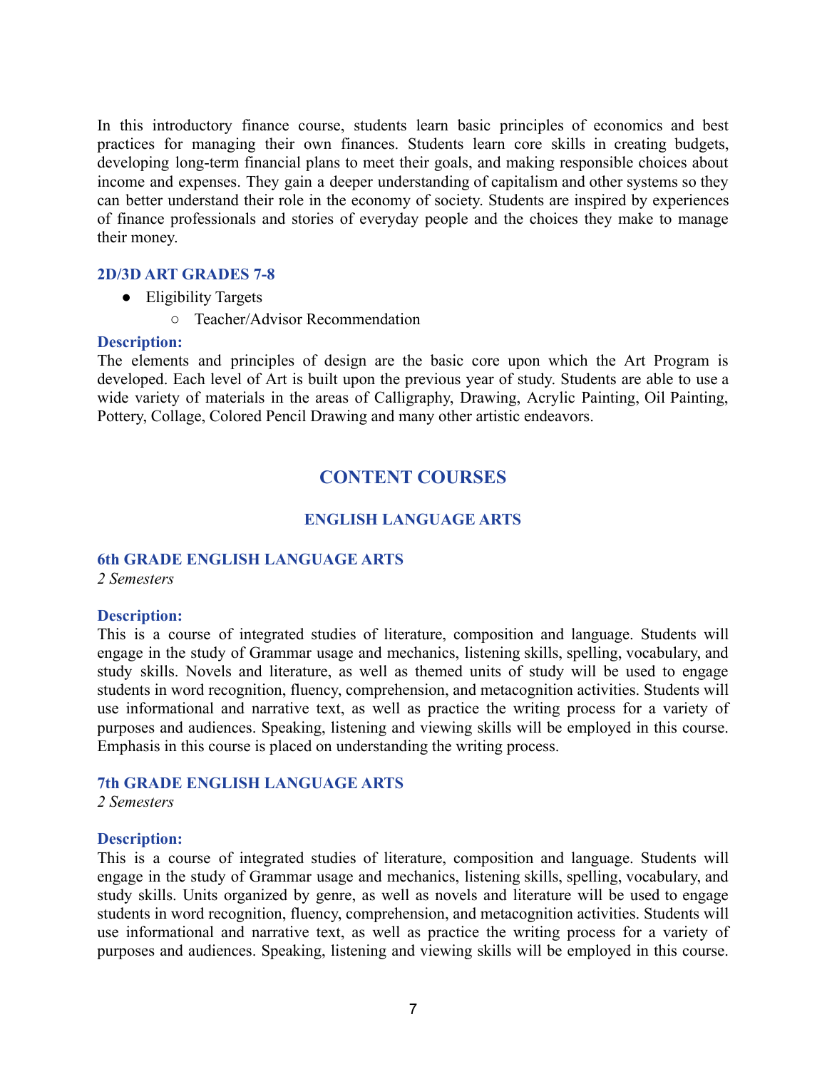In this introductory finance course, students learn basic principles of economics and best practices for managing their own finances. Students learn core skills in creating budgets, developing long-term financial plans to meet their goals, and making responsible choices about income and expenses. They gain a deeper understanding of capitalism and other systems so they can better understand their role in the economy of society. Students are inspired by experiences of finance professionals and stories of everyday people and the choices they make to manage their money.

### 2D/3D ART GRADES 7-8

- Eligibility Targets
    - Teacher/Advisor Recommendation

**Description:**
The elements and principles of design are the basic core upon which the Art Program is developed. Each level of Art is built upon the previous year of study. Students are able to use a wide variety of materials in the areas of Calligraphy, Drawing, Acrylic Painting, Oil Painting, Pottery, Collage, Colored Pencil Drawing and many other artistic endeavors.

# CONTENT COURSES

## ENGLISH LANGUAGE ARTS

### 6th GRADE ENGLISH LANGUAGE ARTS

*2 Semesters*

**Description:**
This is a course of integrated studies of literature, composition and language. Students will engage in the study of Grammar usage and mechanics, listening skills, spelling, vocabulary, and study skills. Novels and literature, as well as themed units of study will be used to engage students in word recognition, fluency, comprehension, and metacognition activities. Students will use informational and narrative text, as well as practice the writing process for a variety of purposes and audiences. Speaking, listening and viewing skills will be employed in this course. Emphasis in this course is placed on understanding the writing process.

### 7th GRADE ENGLISH LANGUAGE ARTS

*2 Semesters*

**Description:**
This is a course of integrated studies of literature, composition and language. Students will engage in the study of Grammar usage and mechanics, listening skills, spelling, vocabulary, and study skills. Units organized by genre, as well as novels and literature will be used to engage students in word recognition, fluency, comprehension, and metacognition activities. Students will use informational and narrative text, as well as practice the writing process for a variety of purposes and audiences. Speaking, listening and viewing skills will be employed in this course.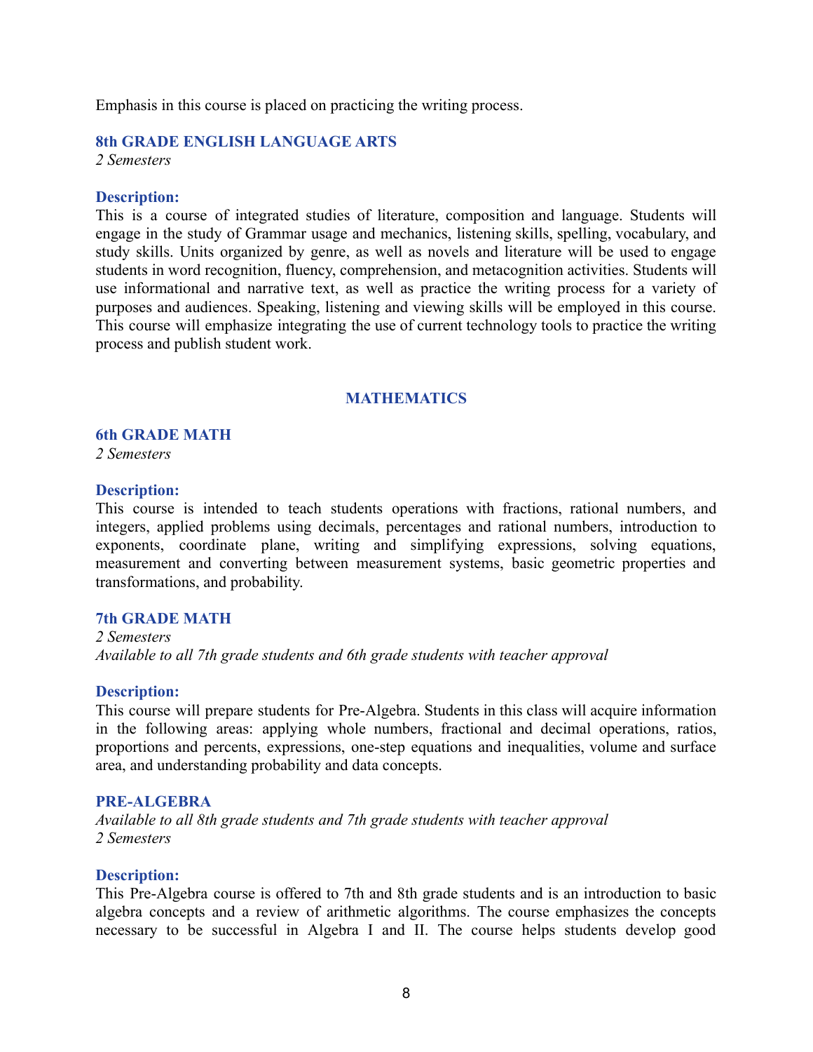Emphasis in this course is placed on practicing the writing process.

### 8th GRADE ENGLISH LANGUAGE ARTS

*2 Semesters*

**Description:**
This is a course of integrated studies of literature, composition and language. Students will engage in the study of Grammar usage and mechanics, listening skills, spelling, vocabulary, and study skills. Units organized by genre, as well as novels and literature will be used to engage students in word recognition, fluency, comprehension, and metacognition activities. Students will use informational and narrative text, as well as practice the writing process for a variety of purposes and audiences. Speaking, listening and viewing skills will be employed in this course. This course will emphasize integrating the use of current technology tools to practice the writing process and publish student work.

## MATHEMATICS

### 6th GRADE MATH

*2 Semesters*

**Description:**
This course is intended to teach students operations with fractions, rational numbers, and integers, applied problems using decimals, percentages and rational numbers, introduction to exponents, coordinate plane, writing and simplifying expressions, solving equations, measurement and converting between measurement systems, basic geometric properties and transformations, and probability.

### 7th GRADE MATH

*2 Semesters*
*Available to all 7th grade students and 6th grade students with teacher approval*

**Description:**
This course will prepare students for Pre-Algebra. Students in this class will acquire information in the following areas: applying whole numbers, fractional and decimal operations, ratios, proportions and percents, expressions, one-step equations and inequalities, volume and surface area, and understanding probability and data concepts.

### PRE-ALGEBRA

*Available to all 8th grade students and 7th grade students with teacher approval*
*2 Semesters*

**Description:**
This Pre-Algebra course is offered to 7th and 8th grade students and is an introduction to basic algebra concepts and a review of arithmetic algorithms. The course emphasizes the concepts necessary to be successful in Algebra I and II. The course helps students develop good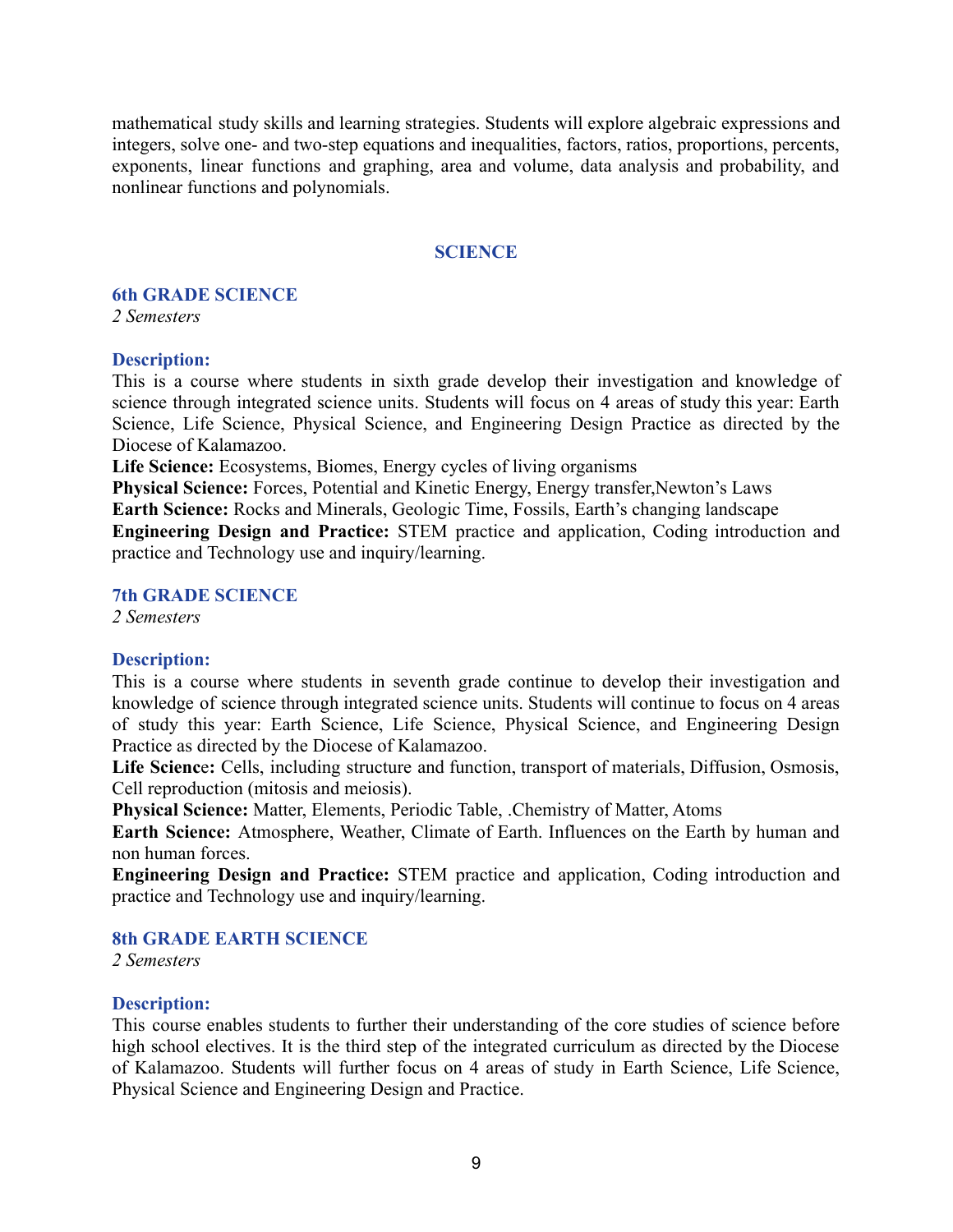mathematical study skills and learning strategies. Students will explore algebraic expressions and integers, solve one- and two-step equations and inequalities, factors, ratios, proportions, percents, exponents, linear functions and graphing, area and volume, data analysis and probability, and nonlinear functions and polynomials.

## SCIENCE

### 6th GRADE SCIENCE

*2 Semesters*

#### Description:

This is a course where students in sixth grade develop their investigation and knowledge of science through integrated science units. Students will focus on 4 areas of study this year: Earth Science, Life Science, Physical Science, and Engineering Design Practice as directed by the Diocese of Kalamazoo.

**Life Science:** Ecosystems, Biomes, Energy cycles of living organisms

**Physical Science:** Forces, Potential and Kinetic Energy, Energy transfer,Newton's Laws

**Earth Science:** Rocks and Minerals, Geologic Time, Fossils, Earth's changing landscape

**Engineering Design and Practice:** STEM practice and application, Coding introduction and practice and Technology use and inquiry/learning.

### 7th GRADE SCIENCE

*2 Semesters*

#### Description:

This is a course where students in seventh grade continue to develop their investigation and knowledge of science through integrated science units. Students will continue to focus on 4 areas of study this year: Earth Science, Life Science, Physical Science, and Engineering Design Practice as directed by the Diocese of Kalamazoo.

**Life Science:** Cells, including structure and function, transport of materials, Diffusion, Osmosis, Cell reproduction (mitosis and meiosis).

**Physical Science:** Matter, Elements, Periodic Table, .Chemistry of Matter, Atoms

**Earth Science:** Atmosphere, Weather, Climate of Earth. Influences on the Earth by human and non human forces.

**Engineering Design and Practice:** STEM practice and application, Coding introduction and practice and Technology use and inquiry/learning.

### 8th GRADE EARTH SCIENCE

*2 Semesters*

#### Description:

This course enables students to further their understanding of the core studies of science before high school electives. It is the third step of the integrated curriculum as directed by the Diocese of Kalamazoo. Students will further focus on 4 areas of study in Earth Science, Life Science, Physical Science and Engineering Design and Practice.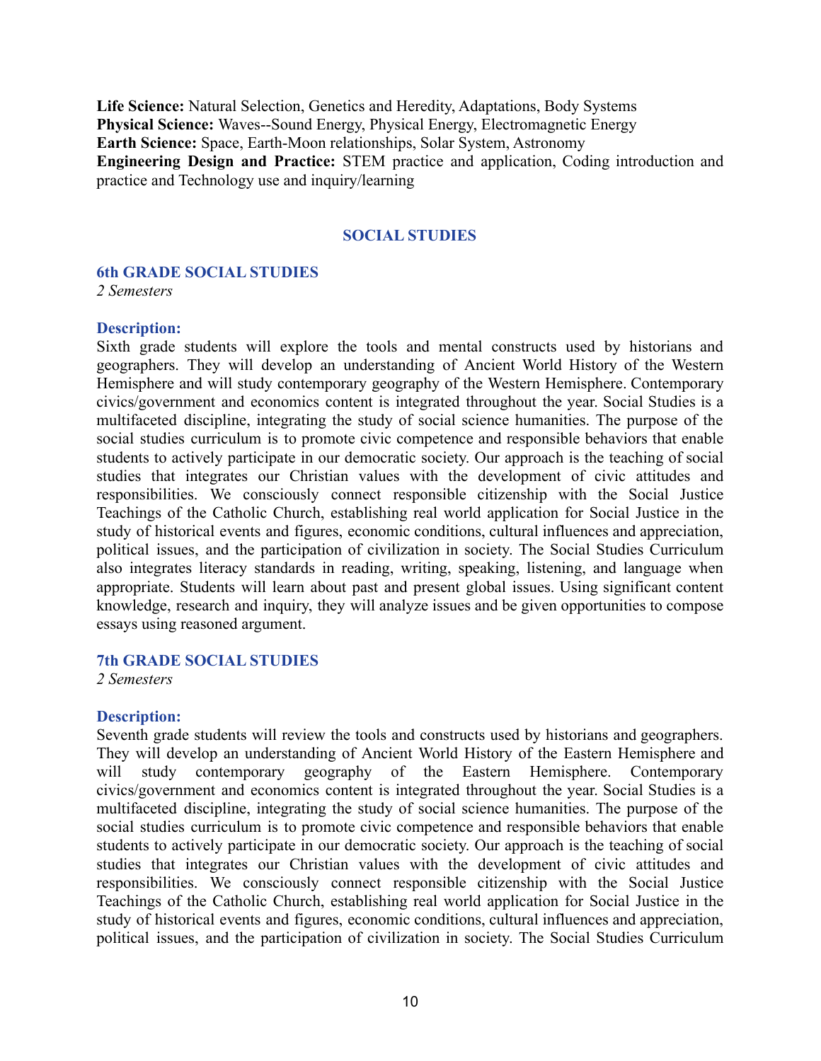**Life Science:** Natural Selection, Genetics and Heredity, Adaptations, Body Systems
**Physical Science:** Waves--Sound Energy, Physical Energy, Electromagnetic Energy
**Earth Science:** Space, Earth-Moon relationships, Solar System, Astronomy
**Engineering Design and Practice:** STEM practice and application, Coding introduction and practice and Technology use and inquiry/learning

## SOCIAL STUDIES

### 6th GRADE SOCIAL STUDIES

*2 Semesters*

**Description:**

Sixth grade students will explore the tools and mental constructs used by historians and geographers. They will develop an understanding of Ancient World History of the Western Hemisphere and will study contemporary geography of the Western Hemisphere. Contemporary civics/government and economics content is integrated throughout the year. Social Studies is a multifaceted discipline, integrating the study of social science humanities. The purpose of the social studies curriculum is to promote civic competence and responsible behaviors that enable students to actively participate in our democratic society. Our approach is the teaching of social studies that integrates our Christian values with the development of civic attitudes and responsibilities. We consciously connect responsible citizenship with the Social Justice Teachings of the Catholic Church, establishing real world application for Social Justice in the study of historical events and figures, economic conditions, cultural influences and appreciation, political issues, and the participation of civilization in society. The Social Studies Curriculum also integrates literacy standards in reading, writing, speaking, listening, and language when appropriate. Students will learn about past and present global issues. Using significant content knowledge, research and inquiry, they will analyze issues and be given opportunities to compose essays using reasoned argument.

### 7th GRADE SOCIAL STUDIES

*2 Semesters*

**Description:**

Seventh grade students will review the tools and constructs used by historians and geographers. They will develop an understanding of Ancient World History of the Eastern Hemisphere and will study contemporary geography of the Eastern Hemisphere. Contemporary civics/government and economics content is integrated throughout the year. Social Studies is a multifaceted discipline, integrating the study of social science humanities. The purpose of the social studies curriculum is to promote civic competence and responsible behaviors that enable students to actively participate in our democratic society. Our approach is the teaching of social studies that integrates our Christian values with the development of civic attitudes and responsibilities. We consciously connect responsible citizenship with the Social Justice Teachings of the Catholic Church, establishing real world application for Social Justice in the study of historical events and figures, economic conditions, cultural influences and appreciation, political issues, and the participation of civilization in society. The Social Studies Curriculum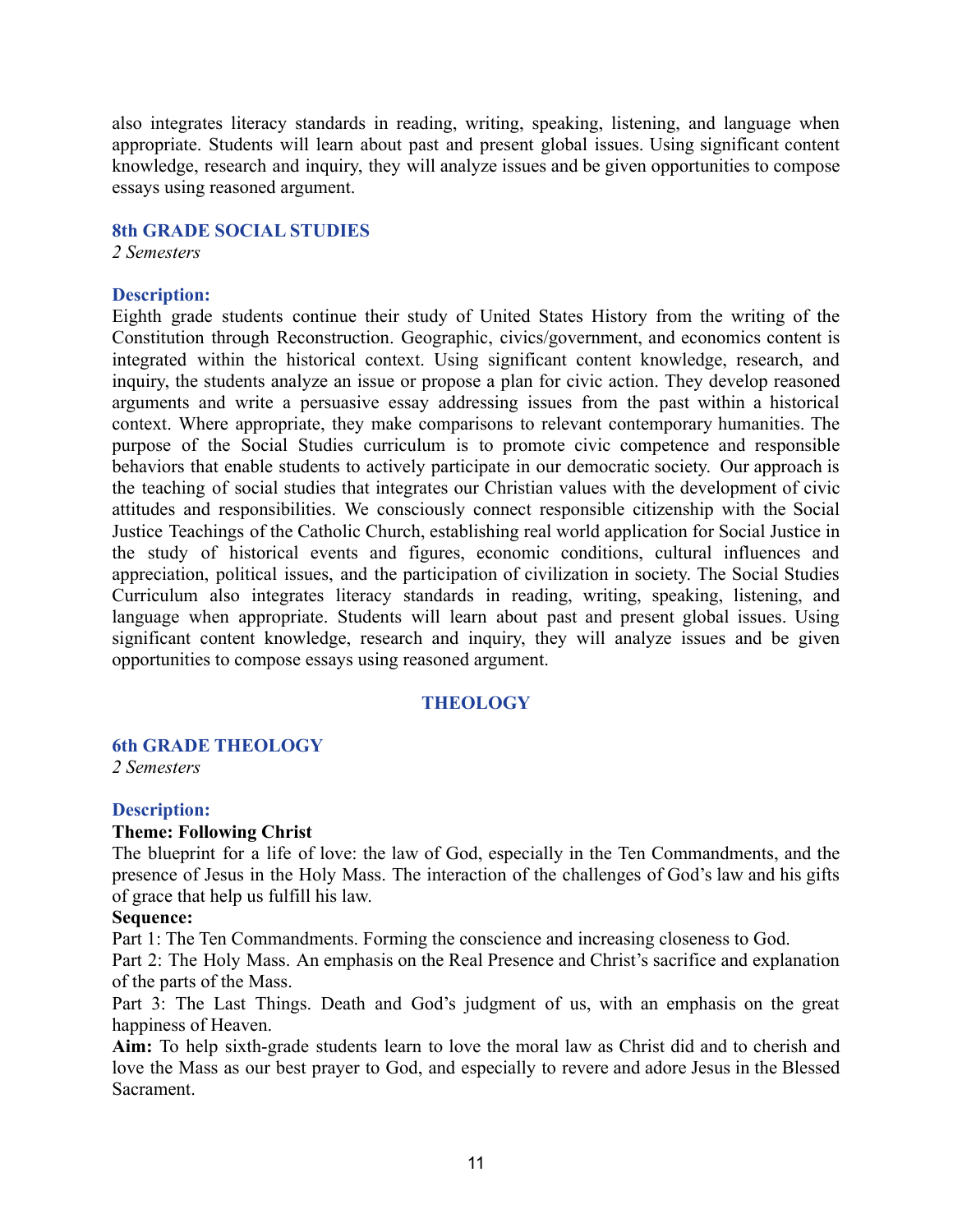also integrates literacy standards in reading, writing, speaking, listening, and language when appropriate. Students will learn about past and present global issues. Using significant content knowledge, research and inquiry, they will analyze issues and be given opportunities to compose essays using reasoned argument.

### 8th GRADE SOCIAL STUDIES

*2 Semesters*

**Description:**

Eighth grade students continue their study of United States History from the writing of the Constitution through Reconstruction. Geographic, civics/government, and economics content is integrated within the historical context. Using significant content knowledge, research, and inquiry, the students analyze an issue or propose a plan for civic action. They develop reasoned arguments and write a persuasive essay addressing issues from the past within a historical context. Where appropriate, they make comparisons to relevant contemporary humanities. The purpose of the Social Studies curriculum is to promote civic competence and responsible behaviors that enable students to actively participate in our democratic society. Our approach is the teaching of social studies that integrates our Christian values with the development of civic attitudes and responsibilities. We consciously connect responsible citizenship with the Social Justice Teachings of the Catholic Church, establishing real world application for Social Justice in the study of historical events and figures, economic conditions, cultural influences and appreciation, political issues, and the participation of civilization in society. The Social Studies Curriculum also integrates literacy standards in reading, writing, speaking, listening, and language when appropriate. Students will learn about past and present global issues. Using significant content knowledge, research and inquiry, they will analyze issues and be given opportunities to compose essays using reasoned argument.

## THEOLOGY

### 6th GRADE THEOLOGY

*2 Semesters*

**Description:**

**Theme: Following Christ**

The blueprint for a life of love: the law of God, especially in the Ten Commandments, and the presence of Jesus in the Holy Mass. The interaction of the challenges of God's law and his gifts of grace that help us fulfill his law.

**Sequence:**

Part 1: The Ten Commandments. Forming the conscience and increasing closeness to God.

Part 2: The Holy Mass. An emphasis on the Real Presence and Christ's sacrifice and explanation of the parts of the Mass.

Part 3: The Last Things. Death and God's judgment of us, with an emphasis on the great happiness of Heaven.

**Aim:** To help sixth-grade students learn to love the moral law as Christ did and to cherish and love the Mass as our best prayer to God, and especially to revere and adore Jesus in the Blessed Sacrament.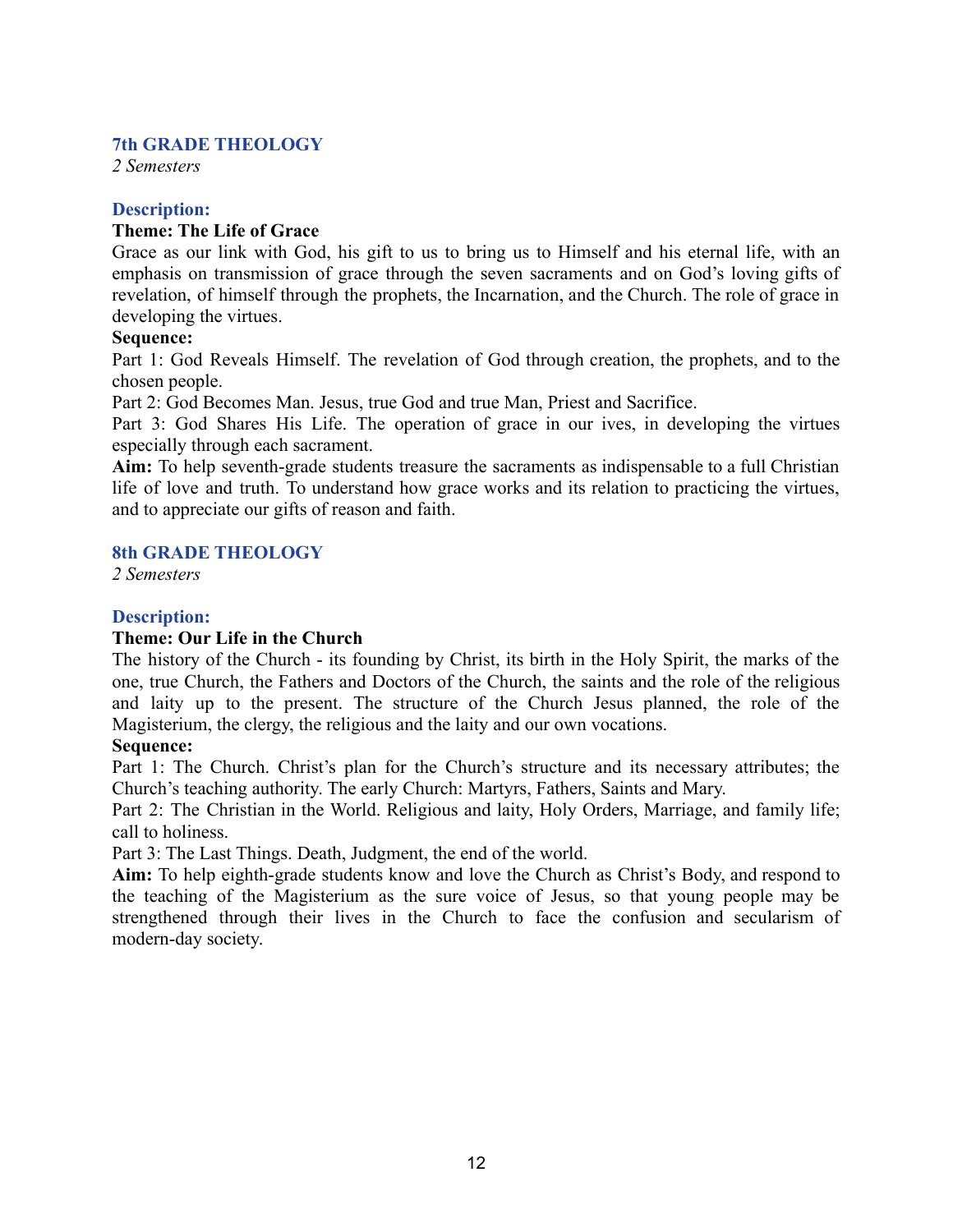## 7th GRADE THEOLOGY

*2 Semesters*

### Description:

**Theme: The Life of Grace**

Grace as our link with God, his gift to us to bring us to Himself and his eternal life, with an emphasis on transmission of grace through the seven sacraments and on God's loving gifts of revelation, of himself through the prophets, the Incarnation, and the Church. The role of grace in developing the virtues.

**Sequence:**

Part 1: God Reveals Himself. The revelation of God through creation, the prophets, and to the chosen people.

Part 2: God Becomes Man. Jesus, true God and true Man, Priest and Sacrifice.

Part 3: God Shares His Life. The operation of grace in our ives, in developing the virtues especially through each sacrament.

**Aim:** To help seventh-grade students treasure the sacraments as indispensable to a full Christian life of love and truth. To understand how grace works and its relation to practicing the virtues, and to appreciate our gifts of reason and faith.

## 8th GRADE THEOLOGY

*2 Semesters*

### Description:

**Theme: Our Life in the Church**

The history of the Church - its founding by Christ, its birth in the Holy Spirit, the marks of the one, true Church, the Fathers and Doctors of the Church, the saints and the role of the religious and laity up to the present. The structure of the Church Jesus planned, the role of the Magisterium, the clergy, the religious and the laity and our own vocations.

**Sequence:**

Part 1: The Church. Christ's plan for the Church's structure and its necessary attributes; the Church's teaching authority. The early Church: Martyrs, Fathers, Saints and Mary.

Part 2: The Christian in the World. Religious and laity, Holy Orders, Marriage, and family life; call to holiness.

Part 3: The Last Things. Death, Judgment, the end of the world.

**Aim:** To help eighth-grade students know and love the Church as Christ's Body, and respond to the teaching of the Magisterium as the sure voice of Jesus, so that young people may be strengthened through their lives in the Church to face the confusion and secularism of modern-day society.